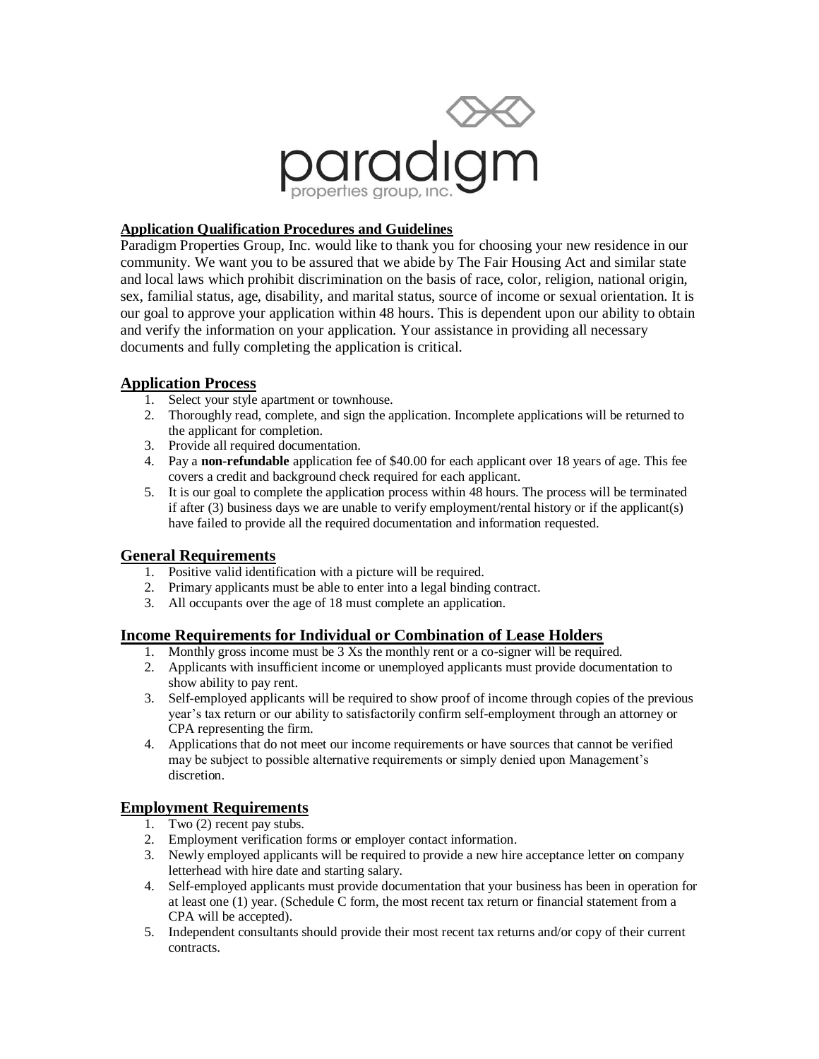paradigm
properties group, inc.

**Application Qualification Procedures and Guidelines**

Paradigm Properties Group, Inc. would like to thank you for choosing your new residence in our community. We want you to be assured that we abide by The Fair Housing Act and similar state and local laws which prohibit discrimination on the basis of race, color, religion, national origin, sex, familial status, age, disability, and marital status, source of income or sexual orientation. It is our goal to approve your application within 48 hours. This is dependent upon our ability to obtain and verify the information on your application. Your assistance in providing all necessary documents and fully completing the application is critical.

## Application Process

1. Select your style apartment or townhouse.
2. Thoroughly read, complete, and sign the application. Incomplete applications will be returned to the applicant for completion.
3. Provide all required documentation.
4. Pay a **non-refundable** application fee of $40.00 for each applicant over 18 years of age. This fee covers a credit and background check required for each applicant.
5. It is our goal to complete the application process within 48 hours. The process will be terminated if after (3) business days we are unable to verify employment/rental history or if the applicant(s) have failed to provide all the required documentation and information requested.

## General Requirements

1. Positive valid identification with a picture will be required.
2. Primary applicants must be able to enter into a legal binding contract.
3. All occupants over the age of 18 must complete an application.

## Income Requirements for Individual or Combination of Lease Holders

1. Monthly gross income must be 3 Xs the monthly rent or a co-signer will be required.
2. Applicants with insufficient income or unemployed applicants must provide documentation to show ability to pay rent.
3. Self-employed applicants will be required to show proof of income through copies of the previous year's tax return or our ability to satisfactorily confirm self-employment through an attorney or CPA representing the firm.
4. Applications that do not meet our income requirements or have sources that cannot be verified may be subject to possible alternative requirements or simply denied upon Management's discretion.

## Employment Requirements

1. Two (2) recent pay stubs.
2. Employment verification forms or employer contact information.
3. Newly employed applicants will be required to provide a new hire acceptance letter on company letterhead with hire date and starting salary.
4. Self-employed applicants must provide documentation that your business has been in operation for at least one (1) year. (Schedule C form, the most recent tax return or financial statement from a CPA will be accepted).
5. Independent consultants should provide their most recent tax returns and/or copy of their current contracts.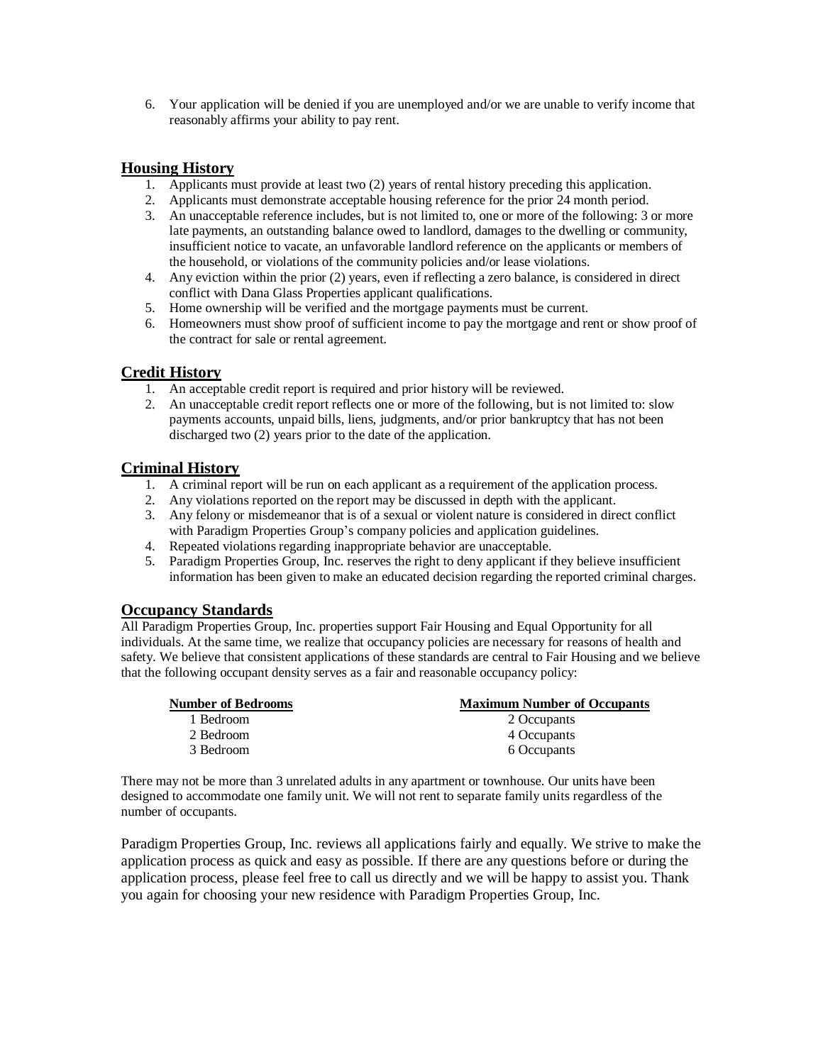6. Your application will be denied if you are unemployed and/or we are unable to verify income that reasonably affirms your ability to pay rent.

## Housing History

1. Applicants must provide at least two (2) years of rental history preceding this application.
2. Applicants must demonstrate acceptable housing reference for the prior 24 month period.
3. An unacceptable reference includes, but is not limited to, one or more of the following: 3 or more late payments, an outstanding balance owed to landlord, damages to the dwelling or community, insufficient notice to vacate, an unfavorable landlord reference on the applicants or members of the household, or violations of the community policies and/or lease violations.
4. Any eviction within the prior (2) years, even if reflecting a zero balance, is considered in direct conflict with Dana Glass Properties applicant qualifications.
5. Home ownership will be verified and the mortgage payments must be current.
6. Homeowners must show proof of sufficient income to pay the mortgage and rent or show proof of the contract for sale or rental agreement.

## Credit History

1. An acceptable credit report is required and prior history will be reviewed.
2. An unacceptable credit report reflects one or more of the following, but is not limited to: slow payments accounts, unpaid bills, liens, judgments, and/or prior bankruptcy that has not been discharged two (2) years prior to the date of the application.

## Criminal History

1. A criminal report will be run on each applicant as a requirement of the application process.
2. Any violations reported on the report may be discussed in depth with the applicant.
3. Any felony or misdemeanor that is of a sexual or violent nature is considered in direct conflict with Paradigm Properties Group's company policies and application guidelines.
4. Repeated violations regarding inappropriate behavior are unacceptable.
5. Paradigm Properties Group, Inc. reserves the right to deny applicant if they believe insufficient information has been given to make an educated decision regarding the reported criminal charges.

## Occupancy Standards

All Paradigm Properties Group, Inc. properties support Fair Housing and Equal Opportunity for all individuals. At the same time, we realize that occupancy policies are necessary for reasons of health and safety. We believe that consistent applications of these standards are central to Fair Housing and we believe that the following occupant density serves as a fair and reasonable occupancy policy:

| Number of Bedrooms | Maximum Number of Occupants |
|---|---|
| 1 Bedroom | 2 Occupants |
| 2 Bedroom | 4 Occupants |
| 3 Bedroom | 6 Occupants |

There may not be more than 3 unrelated adults in any apartment or townhouse. Our units have been designed to accommodate one family unit. We will not rent to separate family units regardless of the number of occupants.

Paradigm Properties Group, Inc. reviews all applications fairly and equally. We strive to make the application process as quick and easy as possible. If there are any questions before or during the application process, please feel free to call us directly and we will be happy to assist you. Thank you again for choosing your new residence with Paradigm Properties Group, Inc.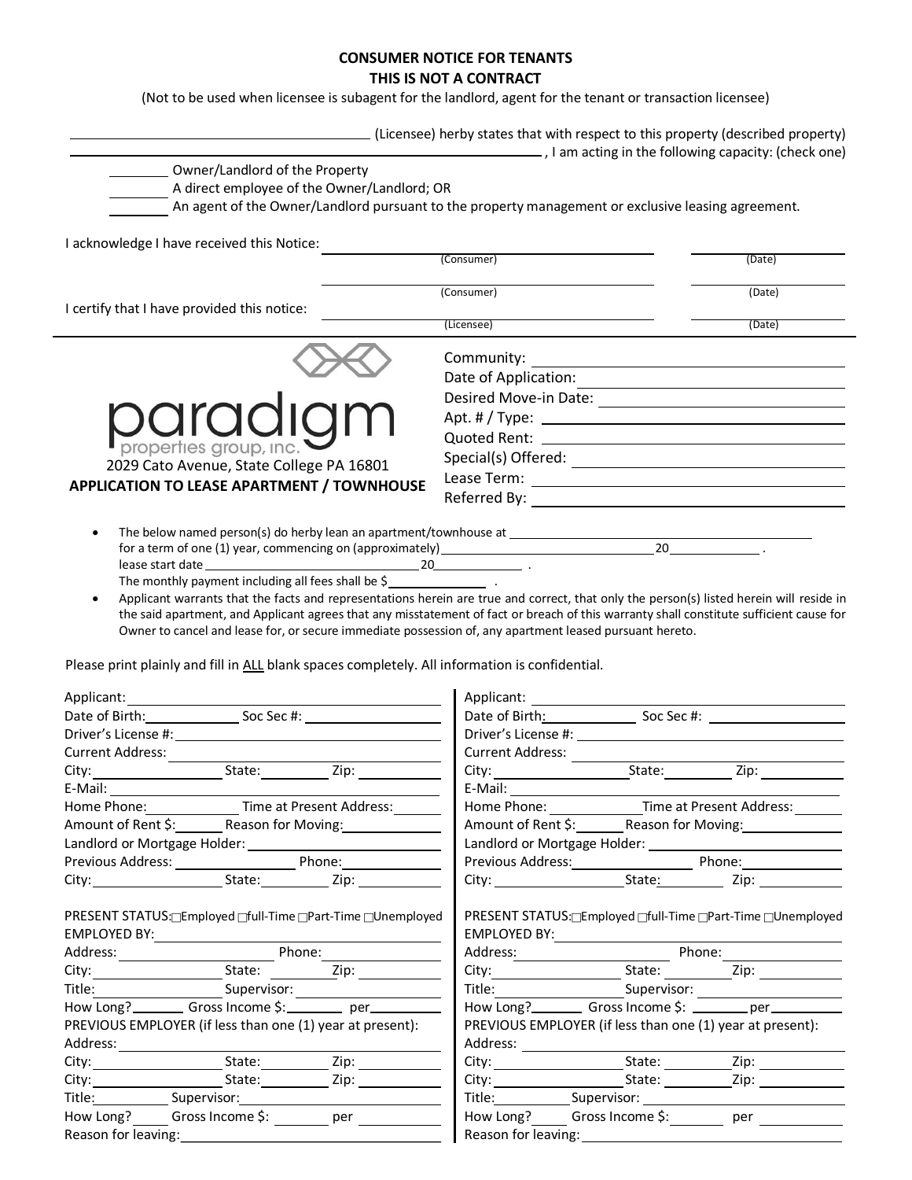# CONSUMER NOTICE FOR TENANTS
## THIS IS NOT A CONTRACT

(Not to be used when licensee is subagent for the landlord, agent for the tenant or transaction licensee)

_______________________________ (Licensee) herby states that with respect to this property (described property) _______________________________, I am acting in the following capacity: (check one)

- ________ Owner/Landlord of the Property
- ________ A direct employee of the Owner/Landlord; OR
- ________ An agent of the Owner/Landlord pursuant to the property management or exclusive leasing agreement.

I acknowledge I have received this Notice: _______________________ (Consumer) __________ (Date)

_______________________ (Consumer) __________ (Date)

I certify that I have provided this notice: _______________________ (Licensee) __________ (Date)

---

**paradigm** properties group, inc.
2029 Cato Avenue, State College PA 16801

**APPLICATION TO LEASE APARTMENT / TOWNHOUSE**

Community: ____________
Date of Application: ____________
Desired Move-in Date: ____________
Apt. # / Type: ____________
Quoted Rent: ____________
Special(s) Offered: ____________
Lease Term: ____________
Referred By: ____________

- The below named person(s) do herby lean an apartment/townhouse at ____________ for a term of one (1) year, commencing on (approximately) ____________ 20________ . lease start date ____________ 20________ . The monthly payment including all fees shall be $________ .
- Applicant warrants that the facts and representations herein are true and correct, that only the person(s) listed herein will reside in the said apartment, and Applicant agrees that any misstatement of fact or breach of this warranty shall constitute sufficient cause for Owner to cancel and lease for, or secure immediate possession of, any apartment leased pursuant hereto.

Please print plainly and fill in ALL blank spaces completely. All information is confidential.

| Applicant 1 | Applicant 2 |
|---|---|
| Applicant: | Applicant: |
| Date of Birth: Soc Sec #: | Date of Birth: Soc Sec #: |
| Driver's License #: | Driver's License #: |
| Current Address: | Current Address: |
| City: State: Zip: | City: State: Zip: |
| E-Mail: | E-Mail: |
| Home Phone: Time at Present Address: | Home Phone: Time at Present Address: |
| Amount of Rent $: Reason for Moving: | Amount of Rent $: Reason for Moving: |
| Landlord or Mortgage Holder: | Landlord or Mortgage Holder: |
| Previous Address: Phone: | Previous Address: Phone: |
| City: State: Zip: | City: State: Zip: |
| PRESENT STATUS: ☐Employed ☐full-Time ☐Part-Time ☐Unemployed | PRESENT STATUS: ☐Employed ☐full-Time ☐Part-Time ☐Unemployed |
| EMPLOYED BY: | EMPLOYED BY: |
| Address: Phone: | Address: Phone: |
| City: State: Zip: | City: State: Zip: |
| Title: Supervisor: | Title: Supervisor: |
| How Long? Gross Income $: per | How Long? Gross Income $: per |
| PREVIOUS EMPLOYER (if less than one (1) year at present): | PREVIOUS EMPLOYER (if less than one (1) year at present): |
| Address: | Address: |
| City: State: Zip: | City: State: Zip: |
| City: State: Zip: | City: State: Zip: |
| Title: Supervisor: | Title: Supervisor: |
| How Long? Gross Income $: per | How Long? Gross Income $: per |
| Reason for leaving: | Reason for leaving: |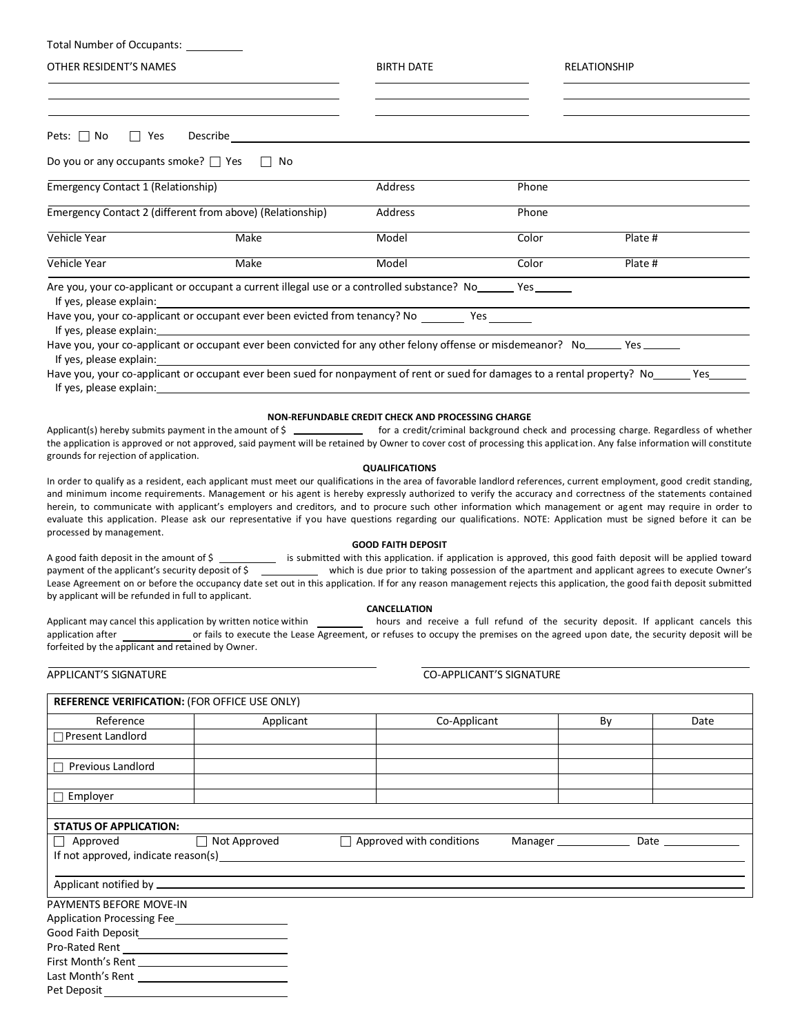Total Number of Occupants: __________

| OTHER RESIDENT'S NAMES | BIRTH DATE | RELATIONSHIP |
|---|---|---|
| | | |
| | | |
| | | |

Pets: ☐ No ☐ Yes Describe ______________________________

Do you or any occupants smoke? ☐ Yes ☐ No

| | | | |
|---|---|---|---|
| Emergency Contact 1 (Relationship) | Address | Phone | |
| Emergency Contact 2 (different from above) (Relationship) | Address | Phone | |

| | | | | |
|---|---|---|---|---|
| Vehicle Year | Make | Model | Color | Plate # |
| Vehicle Year | Make | Model | Color | Plate # |

Are you, your co-applicant or occupant a current illegal use or a controlled substance? No______ Yes______
If yes, please explain: ______________________________

Have you, your co-applicant or occupant ever been evicted from tenancy? No ______ Yes ______
If yes, please explain: ______________________________

Have you, your co-applicant or occupant ever been convicted for any other felony offense or misdemeanor? No______ Yes ______
If yes, please explain: ______________________________

Have you, your co-applicant or occupant ever been sued for nonpayment of rent or sued for damages to a rental property? No______ Yes______
If yes, please explain: ______________________________

**NON-REFUNDABLE CREDIT CHECK AND PROCESSING CHARGE**

Applicant(s) hereby submits payment in the amount of $ __________ for a credit/criminal background check and processing charge. Regardless of whether the application is approved or not approved, said payment will be retained by Owner to cover cost of processing this application. Any false information will constitute grounds for rejection of application.

**QUALIFICATIONS**

In order to qualify as a resident, each applicant must meet our qualifications in the area of favorable landlord references, current employment, good credit standing, and minimum income requirements. Management or his agent is hereby expressly authorized to verify the accuracy and correctness of the statements contained herein, to communicate with applicant's employers and creditors, and to procure such other information which management or agent may require in order to evaluate this application. Please ask our representative if you have questions regarding our qualifications. NOTE: Application must be signed before it can be processed by management.

**GOOD FAITH DEPOSIT**

A good faith deposit in the amount of $ __________ is submitted with this application. if application is approved, this good faith deposit will be applied toward payment of the applicant's security deposit of $ __________ which is due prior to taking possession of the apartment and applicant agrees to execute Owner's Lease Agreement on or before the occupancy date set out in this application. If for any reason management rejects this application, the good faith deposit submitted by applicant will be refunded in full to applicant.

**CANCELLATION**

Applicant may cancel this application by written notice within ________ hours and receive a full refund of the security deposit. If applicant cancels this application after __________ or fails to execute the Lease Agreement, or refuses to occupy the premises on the agreed upon date, the security deposit will be forfeited by the applicant and retained by Owner.

______________________________ APPLICANT'S SIGNATURE

______________________________ CO-APPLICANT'S SIGNATURE

**REFERENCE VERIFICATION:** (FOR OFFICE USE ONLY)

| Reference | Applicant | Co-Applicant | By | Date |
|---|---|---|---|---|
| ☐ Present Landlord | | | | |
| | | | | |
| ☐ Previous Landlord | | | | |
| | | | | |
| ☐ Employer | | | | |

**STATUS OF APPLICATION:**

☐ Approved ☐ Not Approved ☐ Approved with conditions Manager __________ Date __________

If not approved, indicate reason(s) ______________________________

Applicant notified by ______________________________

PAYMENTS BEFORE MOVE-IN

Application Processing Fee ______________

Good Faith Deposit ______________

Pro-Rated Rent ______________

First Month's Rent ______________

Last Month's Rent ______________

Pet Deposit ______________